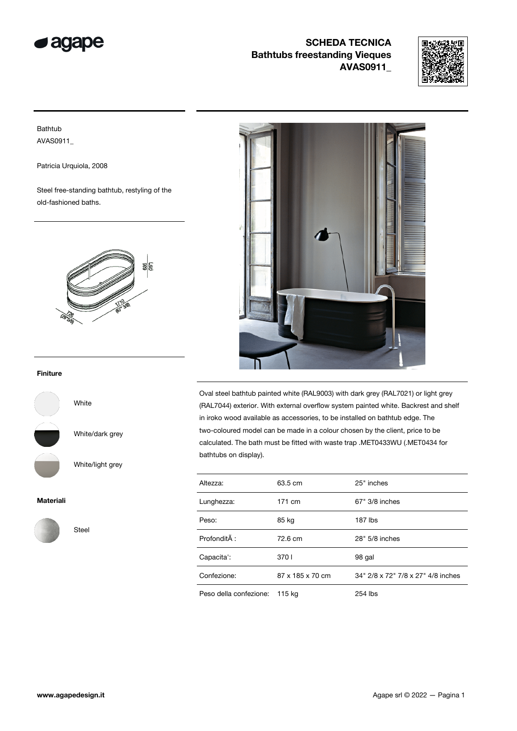# SCHEDA TECNICA
## Bathtubs freestanding Vieques
## AVAS0911_

Bathtub
AVAS0911_

Patricia Urquiola, 2008

Steel free-standing bathtub, restyling of the old-fashioned baths.

**Finiture**

White

White/dark grey

White/light grey

**Materiali**

Steel

Oval steel bathtub painted white (RAL9003) with dark grey (RAL7021) or light grey (RAL7044) exterior. With external overflow system painted white. Backrest and shelf in iroko wood available as accessories, to be installed on bathtub edge. The two-coloured model can be made in a colour chosen by the client, price to be calculated. The bath must be fitted with waste trap .MET0433WU (.MET0434 for bathtubs on display).

| | | |
|---|---|---|
| Altezza: | 63.5 cm | 25" inches |
| Lunghezza: | 171 cm | 67" 3/8 inches |
| Peso: | 85 kg | 187 lbs |
| ProfonditÃ : | 72.6 cm | 28" 5/8 inches |
| Capacita': | 370 l | 98 gal |
| Confezione: | 87 x 185 x 70 cm | 34" 2/8 x 72" 7/8 x 27" 4/8 inches |
| Peso della confezione: | 115 kg | 254 lbs |

www.agapedesign.it

Agape srl © 2022 — Pagina 1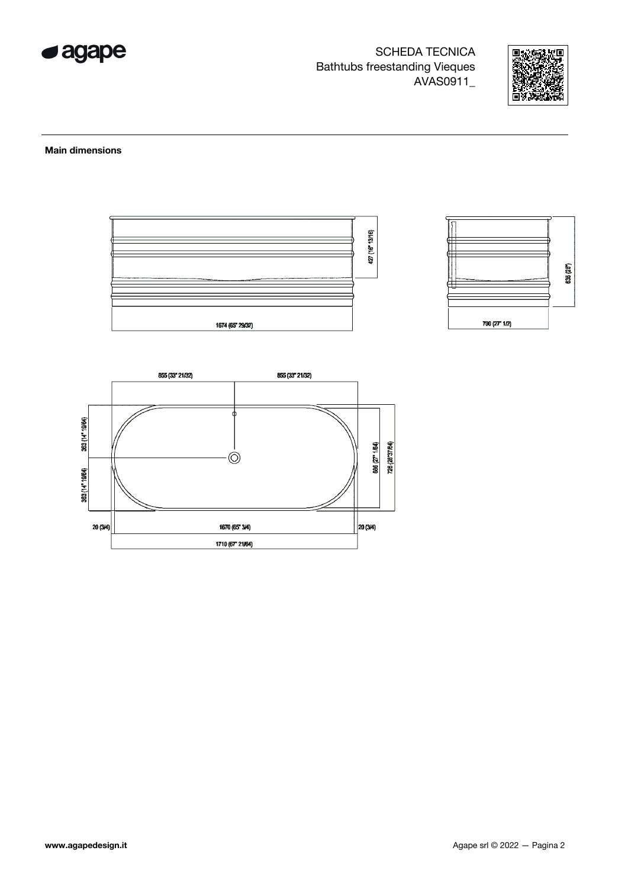SCHEDA TECNICA
Bathtubs freestanding Vieques
AVAS0911_

**Main dimensions**

427 (16" 13/16)

1674 (65" 29/32)

636 (25")

700 (27" 1/2)

855 (33" 21/32)

855 (33" 21/32)

363 (14" 19/64)

363 (14" 19/64)

686 (27" 1/64)

726 (28"37/64)

20 (3/4)

1670 (65" 3/4)

20 (3/4)

1710 (67" 21/64)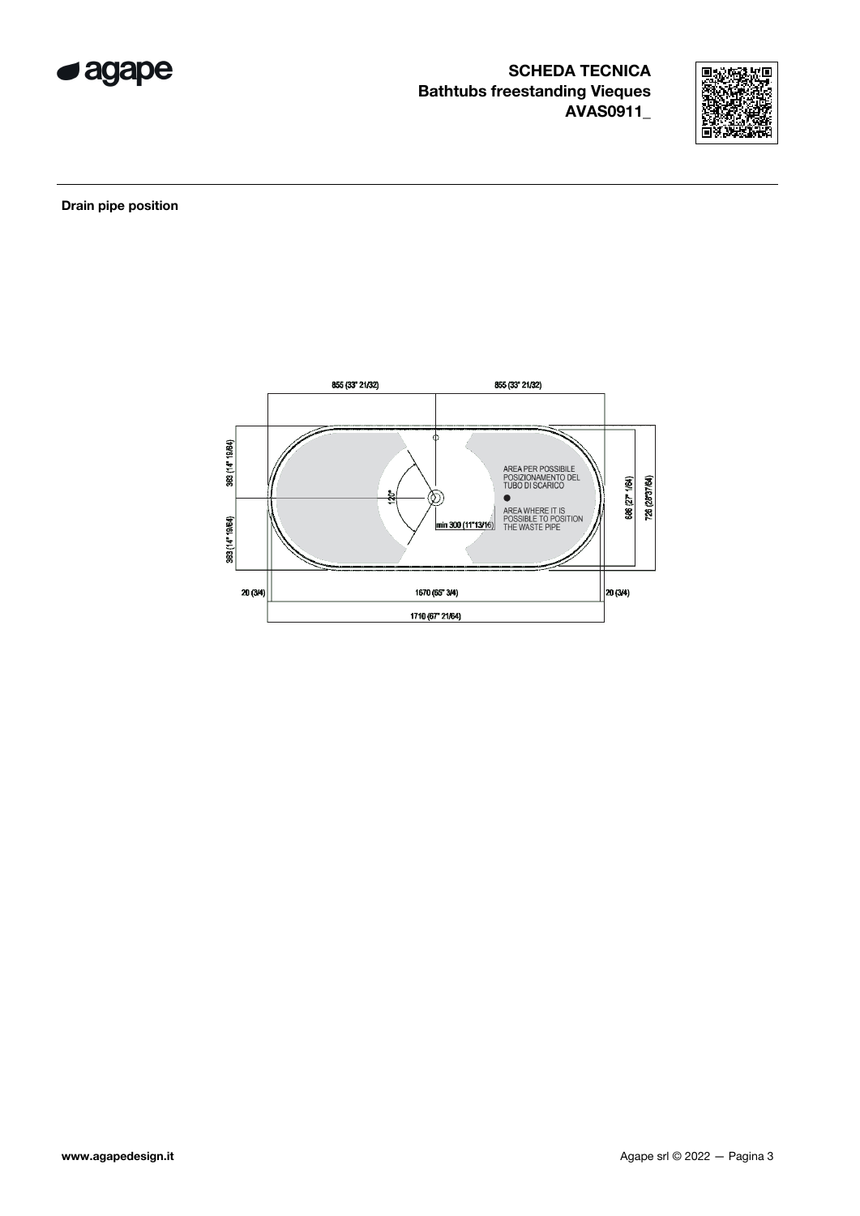# SCHEDA TECNICA
## Bathtubs freestanding Vieques
## AVAS0911_

**Drain pipe position**

855 (33" 21/32)

855 (33" 21/32)

383 (14" 19/64)

383 (14" 19/64)

120°

min 300 (11"13/16)

AREA PER POSSIBILE POSIZIONAMENTO DEL TUBO DI SCARICO

AREA WHERE IT IS POSSIBLE TO POSITION THE WASTE PIPE

686 (27" 1/64)

726 (28"37/64)

20 (3/4)

1670 (65" 3/4)

20 (3/4)

1710 (67" 21/64)

www.agapedesign.it

Agape srl © 2022 — Pagina 3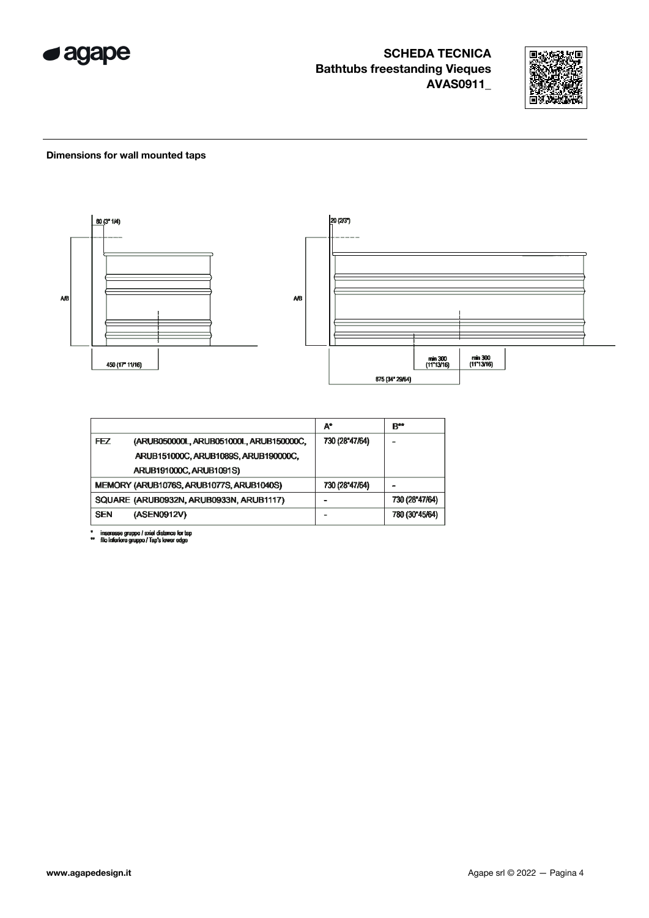**SCHEDA TECNICA**
**Bathtubs freestanding Vieques**
**AVAS0911_**

### Dimensions for wall mounted taps

80 (3" 1/4)

A/B

450 (17" 11/16)

20 (2/3")

A/B

min 300 (11"13/16)

min 300 (11"13/16)

875 (34" 29/64)

| | A* | B** |
|---|---|---|
| FEZ (ARUB050000L, ARUB051000L, ARUB150000C, ARUB151000C, ARUB1089S, ARUB190000C, ARUB191000C, ARUB1091S) | 730 (28"47/64) | - |
| MEMORY (ARUB1076S, ARUB1077S, ARUB1040S) | 730 (28"47/64) | - |
| SQUARE (ARUB0932N, ARUB0933N, ARUB1117) | - | 730 (28"47/64) |
| SEN (ASEN0912V) | - | 780 (30"45/64) |

\* interasse gruppo / axial distance for tap
\*\* filo inferiore gruppo / Tap's lower edge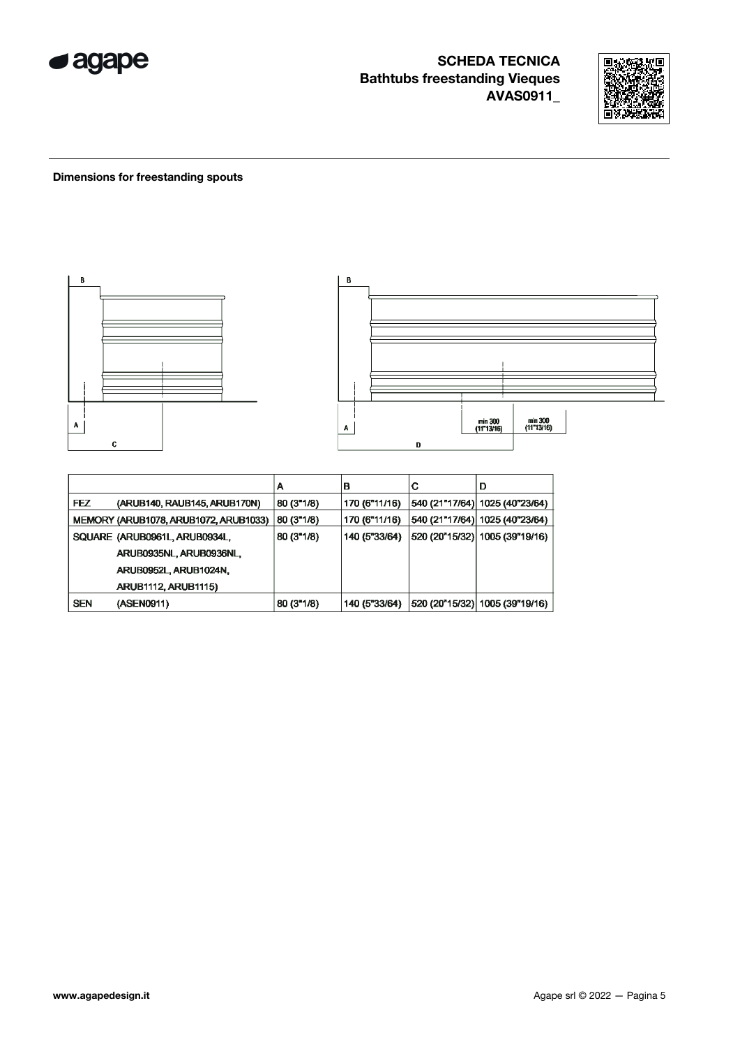**SCHEDA TECNICA**
**Bathtubs freestanding Vieques**
**AVAS0911_**

**Dimensions for freestanding spouts**

| | A | B | C | D |
|---|---|---|---|---|
| FEZ (ARUB140, RAUB145, ARUB170N) | 80 (3"1/8) | 170 (6"11/16) | 540 (21"17/64) | 1025 (40"23/64) |
| MEMORY (ARUB1078, ARUB1072, ARUB1033) | 80 (3"1/8) | 170 (6"11/16) | 540 (21"17/64) | 1025 (40"23/64) |
| SQUARE (ARUB0961L, ARUB0934L, ARUB0935NL, ARUB0936NL, ARUB0952L, ARUB1024N, ARUB1112, ARUB1115) | 80 (3"1/8) | 140 (5"33/64) | 520 (20"15/32) | 1005 (39"19/16) |
| SEN (ASEN0911) | 80 (3"1/8) | 140 (5"33/64) | 520 (20"15/32) | 1005 (39"19/16) |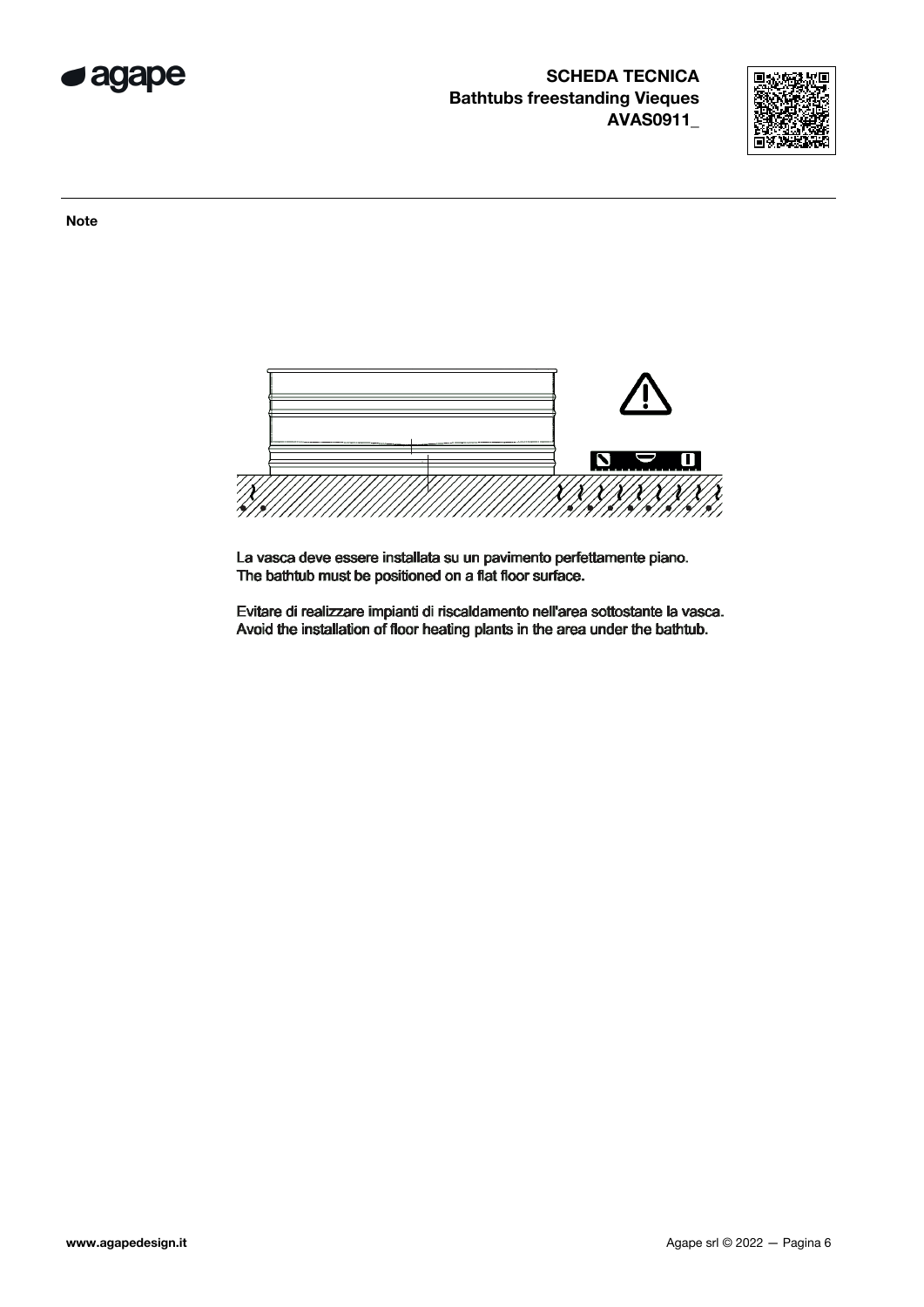**Note**

La vasca deve essere installata su un pavimento perfettamente piano.
The bathtub must be positioned on a flat floor surface.

Evitare di realizzare impianti di riscaldamento nell'area sottostante la vasca.
Avoid the installation of floor heating plants in the area under the bathtub.